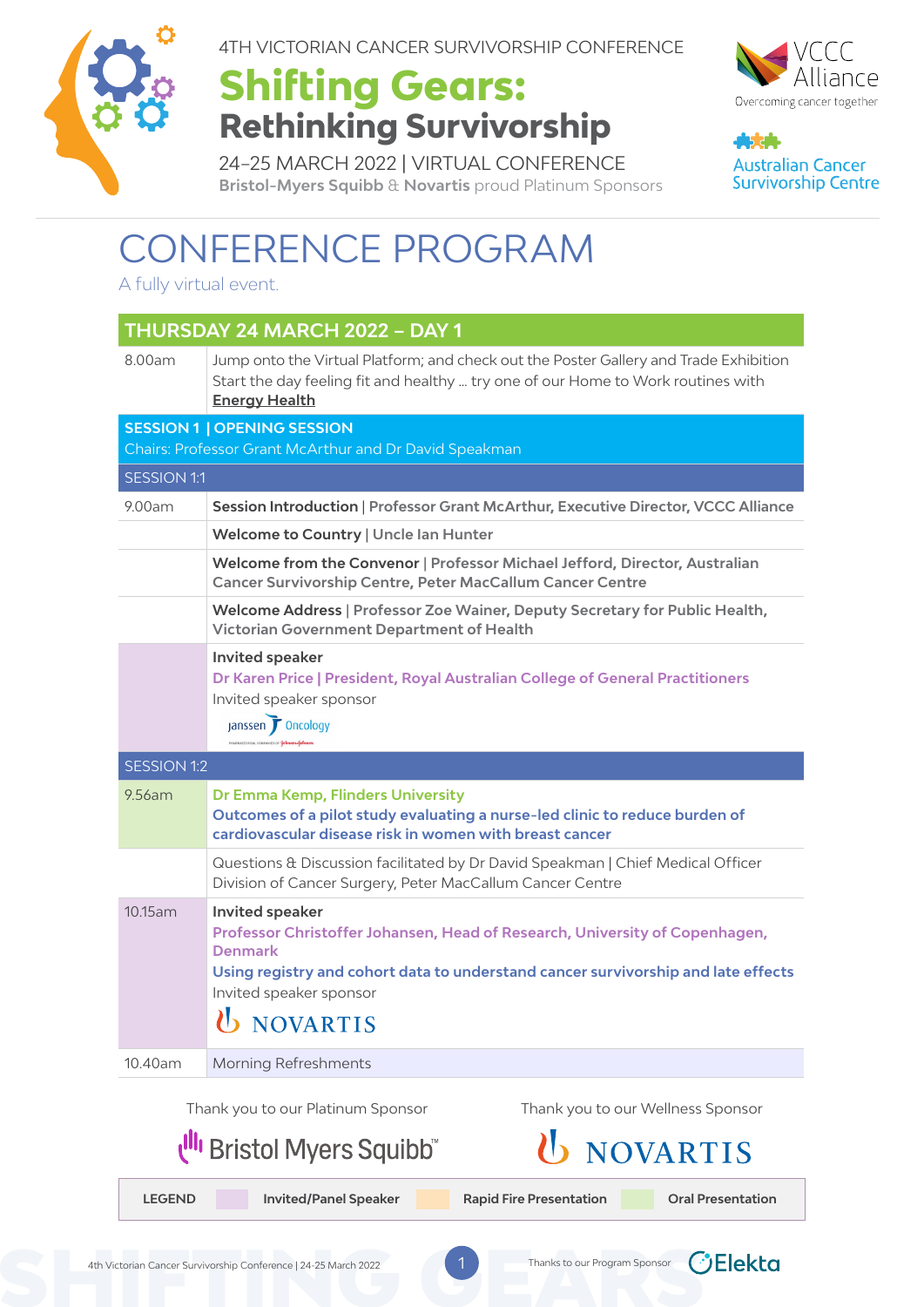4TH VICTORIAN CANCER SURVIVORSHIP CONFERENCE

# Shifting Gears: Rethinking Survivorship

24–25 MARCH 2022 | VIRTUAL CONFERENCE

**Bristol-Myers Squibb** & **Novartis** proud Platinum Sponsors

VCCC Alliance — Overcoming cancer together

Australian Cancer Survivorship Centre

# CONFERENCE PROGRAM

A fully virtual event.

## THURSDAY 24 MARCH 2022 – DAY 1

| Time | Program |
|---|---|
| 8.00am | Jump onto the Virtual Platform; and check out the Poster Gallery and Trade Exhibition<br>Start the day feeling fit and healthy … try one of our Home to Work routines with **Energy Health** |
| **SESSION 1 \| OPENING SESSION**<br>Chairs: Professor Grant McArthur and Dr David Speakman | |
| SESSION 1:1 | |
| 9.00am | **Session Introduction** \| Professor Grant McArthur, Executive Director, VCCC Alliance |
| | **Welcome to Country** \| Uncle Ian Hunter |
| | **Welcome from the Convenor** \| Professor Michael Jefford, Director, Australian Cancer Survivorship Centre, Peter MacCallum Cancer Centre |
| | **Welcome Address** \| Professor Zoe Wainer, Deputy Secretary for Public Health, Victorian Government Department of Health |
| | **Invited speaker**<br>Dr Karen Price \| President, Royal Australian College of General Practitioners<br>Invited speaker sponsor<br>Janssen Oncology |
| SESSION 1:2 | |
| 9.56am | Dr Emma Kemp, Flinders University<br>**Outcomes of a pilot study evaluating a nurse-led clinic to reduce burden of cardiovascular disease risk in women with breast cancer** |
| | Questions & Discussion facilitated by Dr David Speakman \| Chief Medical Officer Division of Cancer Surgery, Peter MacCallum Cancer Centre |
| 10.15am | **Invited speaker**<br>Professor Christoffer Johansen, Head of Research, University of Copenhagen, Denmark<br>**Using registry and cohort data to understand cancer survivorship and late effects**<br>Invited speaker sponsor<br>NOVARTIS |
| 10.40am | Morning Refreshments |

Thank you to our Platinum Sponsor: Bristol Myers Squibb™

Thank you to our Wellness Sponsor: NOVARTIS

**LEGEND**: Invited/Panel Speaker | Rapid Fire Presentation | Oral Presentation

Thanks to our Program Sponsor: Elekta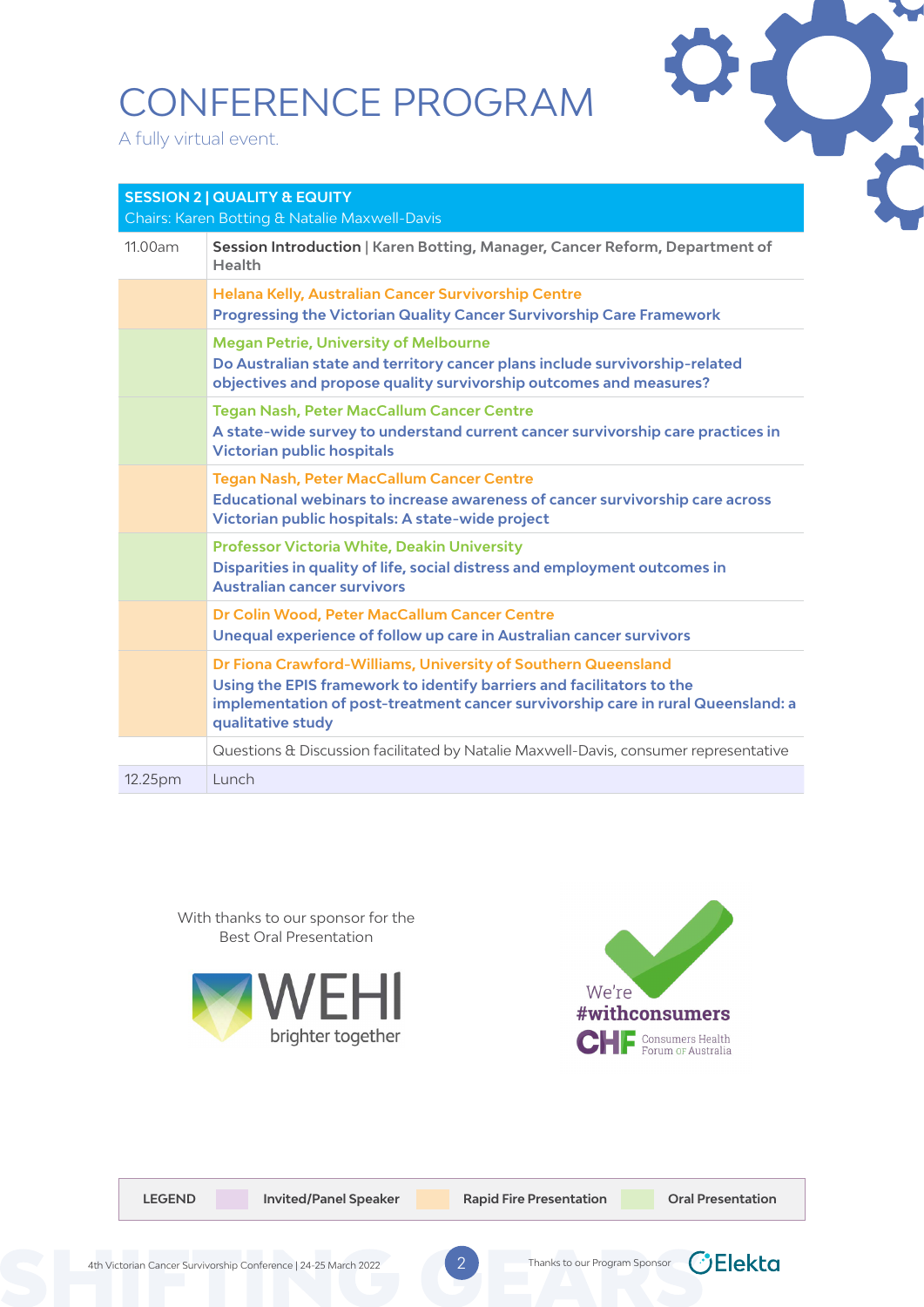# CONFERENCE PROGRAM

A fully virtual event.

| SESSION 2 \| QUALITY & EQUITY<br>Chairs: Karen Botting & Natalie Maxwell-Davis | |
|---|---|
| 11.00am | **Session Introduction** \| Karen Botting, Manager, Cancer Reform, Department of Health |
| | Helana Kelly, Australian Cancer Survivorship Centre<br>**Progressing the Victorian Quality Cancer Survivorship Care Framework** |
| | Megan Petrie, University of Melbourne<br>**Do Australian state and territory cancer plans include survivorship-related objectives and propose quality survivorship outcomes and measures?** |
| | Tegan Nash, Peter MacCallum Cancer Centre<br>**A state-wide survey to understand current cancer survivorship care practices in Victorian public hospitals** |
| | Tegan Nash, Peter MacCallum Cancer Centre<br>**Educational webinars to increase awareness of cancer survivorship care across Victorian public hospitals: A state-wide project** |
| | Professor Victoria White, Deakin University<br>**Disparities in quality of life, social distress and employment outcomes in Australian cancer survivors** |
| | Dr Colin Wood, Peter MacCallum Cancer Centre<br>**Unequal experience of follow up care in Australian cancer survivors** |
| | Dr Fiona Crawford-Williams, University of Southern Queensland<br>**Using the EPIS framework to identify barriers and facilitators to the implementation of post-treatment cancer survivorship care in rural Queensland: a qualitative study** |
| | Questions & Discussion facilitated by Natalie Maxwell-Davis, consumer representative |
| 12.25pm | Lunch |

With thanks to our sponsor for the Best Oral Presentation

WEHI brighter together

We're #withconsumers CHF Consumers Health Forum of Australia

LEGEND: Invited/Panel Speaker | Rapid Fire Presentation | Oral Presentation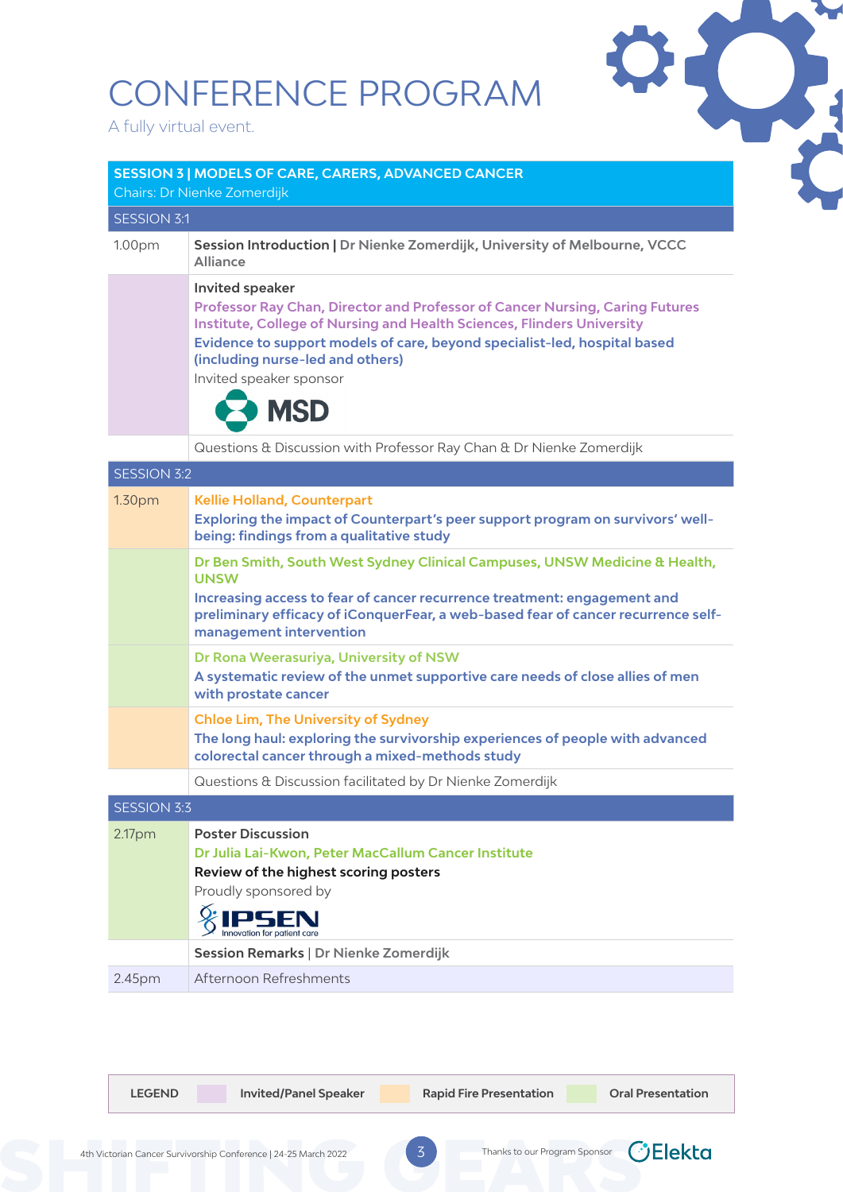# CONFERENCE PROGRAM

A fully virtual event.

## SESSION 3 | MODELS OF CARE, CARERS, ADVANCED CANCER

Chairs: Dr Nienke Zomerdijk

### SESSION 3:1

| Time | Program |
|---|---|
| 1.00pm | **Session Introduction** \| Dr Nienke Zomerdijk, University of Melbourne, VCCC Alliance |
| | **Invited speaker**<br>Professor Ray Chan, Director and Professor of Cancer Nursing, Caring Futures Institute, College of Nursing and Health Sciences, Flinders University<br>**Evidence to support models of care, beyond specialist-led, hospital based (including nurse-led and others)**<br>Invited speaker sponsor<br>MSD |
| | Questions & Discussion with Professor Ray Chan & Dr Nienke Zomerdijk |

### SESSION 3:2

| Time | Program |
|---|---|
| 1.30pm | Kellie Holland, Counterpart<br>**Exploring the impact of Counterpart's peer support program on survivors' well-being: findings from a qualitative study** |
| | Dr Ben Smith, South West Sydney Clinical Campuses, UNSW Medicine & Health, UNSW<br>**Increasing access to fear of cancer recurrence treatment: engagement and preliminary efficacy of iConquerFear, a web-based fear of cancer recurrence self-management intervention** |
| | Dr Rona Weerasuriya, University of NSW<br>**A systematic review of the unmet supportive care needs of close allies of men with prostate cancer** |
| | Chloe Lim, The University of Sydney<br>**The long haul: exploring the survivorship experiences of people with advanced colorectal cancer through a mixed-methods study** |
| | Questions & Discussion facilitated by Dr Nienke Zomerdijk |

### SESSION 3:3

| Time | Program |
|---|---|
| 2.17pm | **Poster Discussion**<br>Dr Julia Lai-Kwon, Peter MacCallum Cancer Institute<br>**Review of the highest scoring posters**<br>Proudly sponsored by<br>IPSEN – Innovation for patient care |
| | **Session Remarks** \| Dr Nienke Zomerdijk |
| 2.45pm | Afternoon Refreshments |

**LEGEND:** Invited/Panel Speaker | Rapid Fire Presentation | Oral Presentation

Thanks to our Program Sponsor Elekta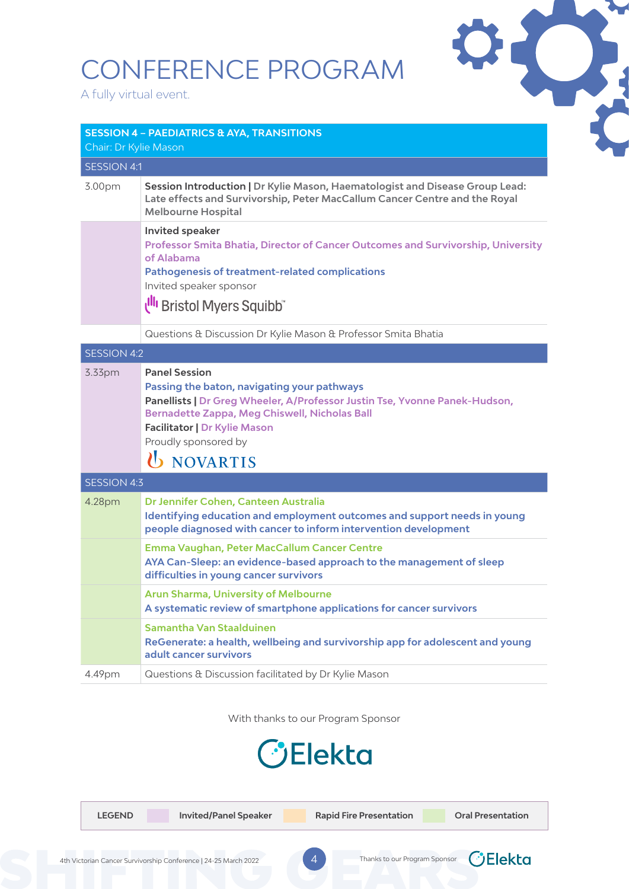# CONFERENCE PROGRAM

A fully virtual event.

## SESSION 4 – PAEDIATRICS & AYA, TRANSITIONS

Chair: Dr Kylie Mason

### SESSION 4:1

| | |
|---|---|
| 3.00pm | **Session Introduction \| Dr Kylie Mason, Haematologist and Disease Group Lead: Late effects and Survivorship, Peter MacCallum Cancer Centre and the Royal Melbourne Hospital** |
| | **Invited speaker**<br>**Professor Smita Bhatia, Director of Cancer Outcomes and Survivorship, University of Alabama**<br>**Pathogenesis of treatment-related complications**<br>Invited speaker sponsor<br>Bristol Myers Squibb™ |
| | Questions & Discussion Dr Kylie Mason & Professor Smita Bhatia |

### SESSION 4:2

| | |
|---|---|
| 3.33pm | **Panel Session**<br>**Passing the baton, navigating your pathways**<br>**Panellists \| Dr Greg Wheeler, A/Professor Justin Tse, Yvonne Panek-Hudson, Bernadette Zappa, Meg Chiswell, Nicholas Ball**<br>**Facilitator \| Dr Kylie Mason**<br>Proudly sponsored by<br>NOVARTIS |

### SESSION 4:3

| | |
|---|---|
| 4.28pm | **Dr Jennifer Cohen, Canteen Australia**<br>**Identifying education and employment outcomes and support needs in young people diagnosed with cancer to inform intervention development** |
| | **Emma Vaughan, Peter MacCallum Cancer Centre**<br>**AYA Can-Sleep: an evidence-based approach to the management of sleep difficulties in young cancer survivors** |
| | **Arun Sharma, University of Melbourne**<br>**A systematic review of smartphone applications for cancer survivors** |
| | **Samantha Van Staalduinen**<br>**ReGenerate: a health, wellbeing and survivorship app for adolescent and young adult cancer survivors** |
| 4.49pm | Questions & Discussion facilitated by Dr Kylie Mason |

With thanks to our Program Sponsor

Elekta

| LEGEND | Invited/Panel Speaker | Rapid Fire Presentation | Oral Presentation |
|---|---|---|---|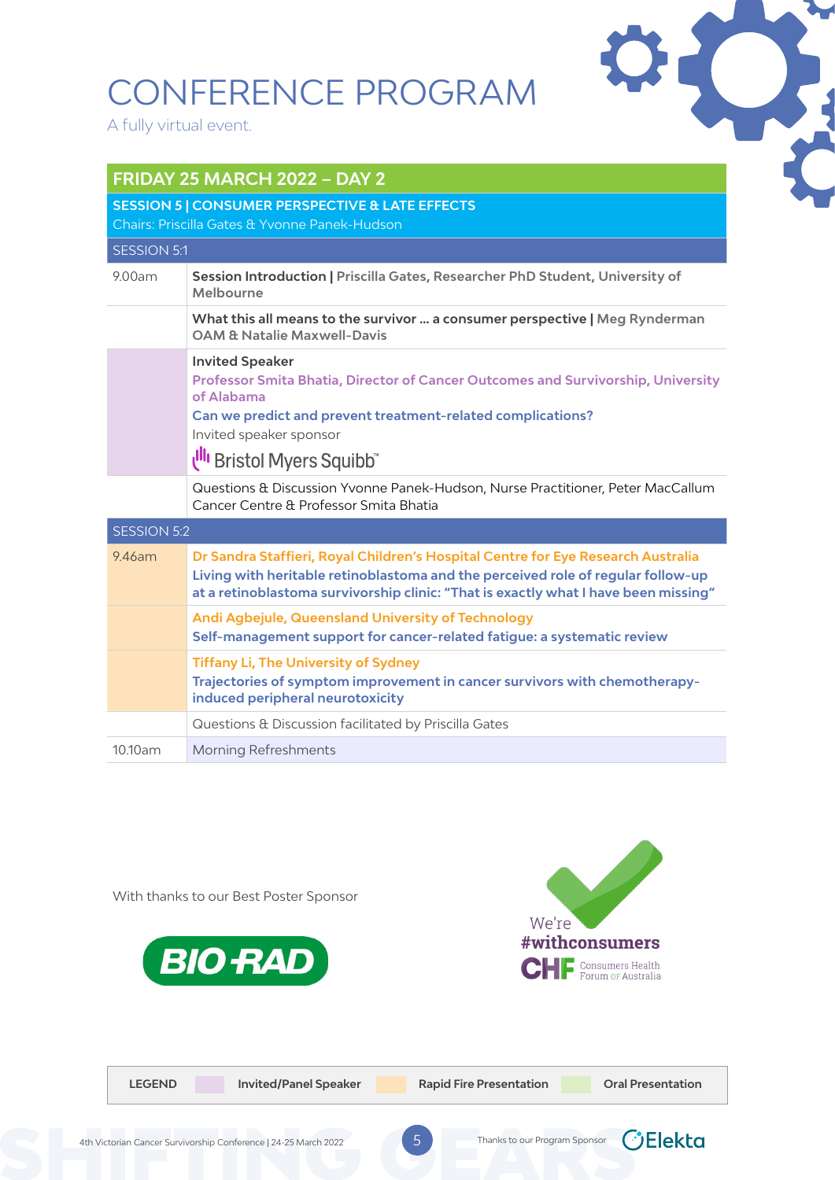# CONFERENCE PROGRAM

A fully virtual event.

| FRIDAY 25 MARCH 2022 – DAY 2 | |
|---|---|
| **SESSION 5 \| CONSUMER PERSPECTIVE & LATE EFFECTS**<br>Chairs: Priscilla Gates & Yvonne Panek-Hudson | |
| SESSION 5:1 | |
| 9.00am | **Session Introduction \| Priscilla Gates, Researcher PhD Student, University of Melbourne** |
| | **What this all means to the survivor … a consumer perspective \| Meg Rynderman OAM & Natalie Maxwell-Davis** |
| | **Invited Speaker**<br>**Professor Smita Bhatia, Director of Cancer Outcomes and Survivorship, University of Alabama**<br>**Can we predict and prevent treatment-related complications?**<br>Invited speaker sponsor<br>Bristol Myers Squibb™ |
| | Questions & Discussion Yvonne Panek-Hudson, Nurse Practitioner, Peter MacCallum Cancer Centre & Professor Smita Bhatia |
| SESSION 5:2 | |
| 9.46am | **Dr Sandra Staffieri, Royal Children's Hospital Centre for Eye Research Australia**<br>**Living with heritable retinoblastoma and the perceived role of regular follow-up at a retinoblastoma survivorship clinic: "That is exactly what I have been missing"** |
| | **Andi Agbejule, Queensland University of Technology**<br>**Self-management support for cancer-related fatigue: a systematic review** |
| | **Tiffany Li, The University of Sydney**<br>**Trajectories of symptom improvement in cancer survivors with chemotherapy-induced peripheral neurotoxicity** |
| | Questions & Discussion facilitated by Priscilla Gates |
| 10.10am | Morning Refreshments |

With thanks to our Best Poster Sponsor

BIO-RAD

We're #withconsumers

CHF Consumers Health Forum of Australia

| LEGEND | Invited/Panel Speaker | Rapid Fire Presentation | Oral Presentation |
|---|---|---|---|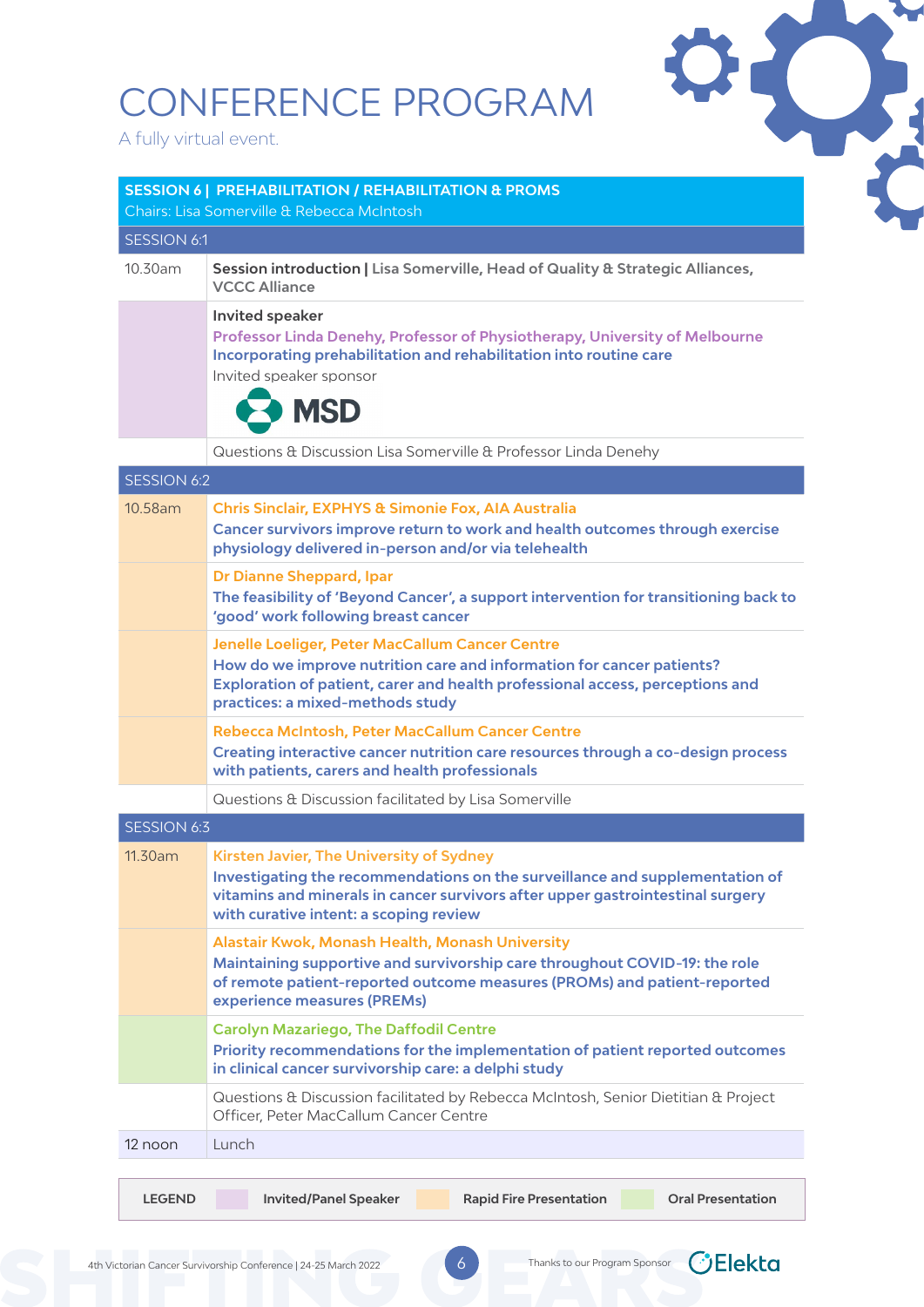# CONFERENCE PROGRAM

A fully virtual event.

## SESSION 6 | PREHABILITATION / REHABILITATION & PROMS

Chairs: Lisa Somerville & Rebecca McIntosh

| Time | Program |
|---|---|
| **SESSION 6:1** | |
| 10.30am | **Session introduction \| Lisa Somerville, Head of Quality & Strategic Alliances, VCCC Alliance** |
| | **Invited speaker**<br>**Professor Linda Denehy, Professor of Physiotherapy, University of Melbourne**<br>**Incorporating prehabilitation and rehabilitation into routine care**<br>Invited speaker sponsor<br>MSD |
| | Questions & Discussion Lisa Somerville & Professor Linda Denehy |
| **SESSION 6:2** | |
| 10.58am | **Chris Sinclair, EXPHYS & Simonie Fox, AIA Australia**<br>**Cancer survivors improve return to work and health outcomes through exercise physiology delivered in-person and/or via telehealth** |
| | **Dr Dianne Sheppard, Ipar**<br>**The feasibility of 'Beyond Cancer', a support intervention for transitioning back to 'good' work following breast cancer** |
| | **Jenelle Loeliger, Peter MacCallum Cancer Centre**<br>**How do we improve nutrition care and information for cancer patients? Exploration of patient, carer and health professional access, perceptions and practices: a mixed-methods study** |
| | **Rebecca McIntosh, Peter MacCallum Cancer Centre**<br>**Creating interactive cancer nutrition care resources through a co-design process with patients, carers and health professionals** |
| | Questions & Discussion facilitated by Lisa Somerville |
| **SESSION 6:3** | |
| 11.30am | **Kirsten Javier, The University of Sydney**<br>**Investigating the recommendations on the surveillance and supplementation of vitamins and minerals in cancer survivors after upper gastrointestinal surgery with curative intent: a scoping review** |
| | **Alastair Kwok, Monash Health, Monash University**<br>**Maintaining supportive and survivorship care throughout COVID-19: the role of remote patient-reported outcome measures (PROMs) and patient-reported experience measures (PREMs)** |
| | **Carolyn Mazariego, The Daffodil Centre**<br>**Priority recommendations for the implementation of patient reported outcomes in clinical cancer survivorship care: a delphi study** |
| | Questions & Discussion facilitated by Rebecca McIntosh, Senior Dietitian & Project Officer, Peter MacCallum Cancer Centre |
| 12 noon | Lunch |

**LEGEND** — **Invited/Panel Speaker** | **Rapid Fire Presentation** | **Oral Presentation**

Thanks to our Program Sponsor Elekta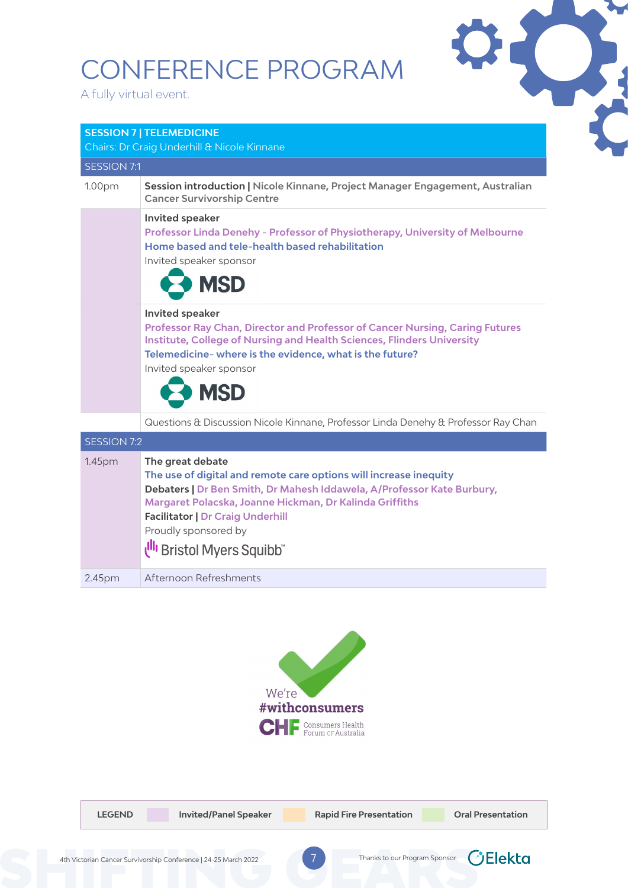# CONFERENCE PROGRAM

A fully virtual event.

## SESSION 7 | TELEMEDICINE

Chairs: Dr Craig Underhill & Nicole Kinnane

### SESSION 7:1

| Time | Details |
| --- | --- |
| 1.00pm | **Session introduction \|** Nicole Kinnane, Project Manager Engagement, Australian Cancer Survivorship Centre |
| | **Invited speaker**<br>Professor Linda Denehy - Professor of Physiotherapy, University of Melbourne<br>Home based and tele-health based rehabilitation<br>Invited speaker sponsor<br>MSD |
| | **Invited speaker**<br>Professor Ray Chan, Director and Professor of Cancer Nursing, Caring Futures Institute, College of Nursing and Health Sciences, Flinders University<br>Telemedicine- where is the evidence, what is the future?<br>Invited speaker sponsor<br>MSD |
| | Questions & Discussion Nicole Kinnane, Professor Linda Denehy & Professor Ray Chan |

### SESSION 7:2

| Time | Details |
| --- | --- |
| 1.45pm | **The great debate**<br>The use of digital and remote care options will increase inequity<br>**Debaters \|** Dr Ben Smith, Dr Mahesh Iddawela, A/Professor Kate Burbury, Margaret Polacska, Joanne Hickman, Dr Kalinda Griffiths<br>**Facilitator \|** Dr Craig Underhill<br>Proudly sponsored by<br>Bristol Myers Squibb™ |
| 2.45pm | Afternoon Refreshments |

We're #withconsumers

CHF Consumers Health Forum of Australia

**LEGEND** | Invited/Panel Speaker | Rapid Fire Presentation | Oral Presentation

Thanks to our Program Sponsor Elekta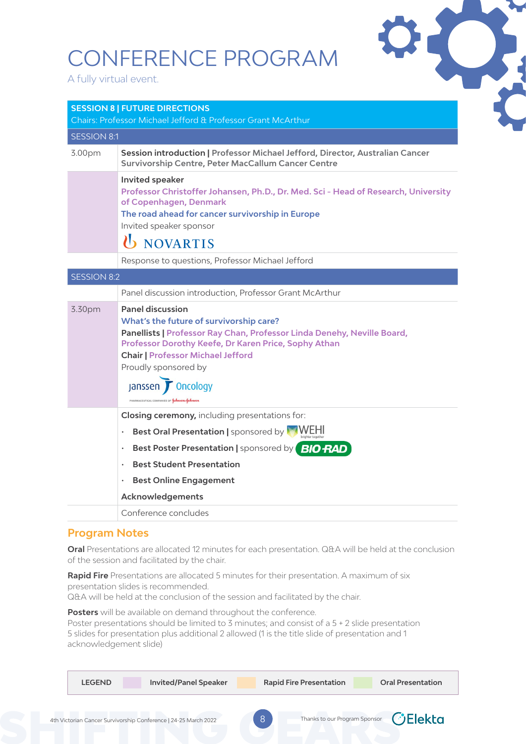# CONFERENCE PROGRAM

A fully virtual event.

| | |
|---|---|
| **SESSION 8 \| FUTURE DIRECTIONS** Chairs: Professor Michael Jefford & Professor Grant McArthur | |
| SESSION 8:1 | |
| 3.00pm | **Session introduction \| Professor Michael Jefford, Director, Australian Cancer Survivorship Centre, Peter MacCallum Cancer Centre** |
| | **Invited speaker** **Professor Christoffer Johansen, Ph.D., Dr. Med. Sci - Head of Research, University of Copenhagen, Denmark** **The road ahead for cancer survivorship in Europe** Invited speaker sponsor NOVARTIS |
| | Response to questions, Professor Michael Jefford |
| SESSION 8:2 | |
| | Panel discussion introduction, Professor Grant McArthur |
| 3.30pm | **Panel discussion** **What's the future of survivorship care?** **Panellists \| Professor Ray Chan, Professor Linda Denehy, Neville Board, Professor Dorothy Keefe, Dr Karen Price, Sophy Athan** **Chair \| Professor Michael Jefford** Proudly sponsored by Janssen Oncology |
| | **Closing ceremony,** including presentations for: • **Best Oral Presentation \|** sponsored by WEHI • **Best Poster Presentation \|** sponsored by BIO-RAD • **Best Student Presentation** • **Best Online Engagement** **Acknowledgements** |
| | Conference concludes |

## Program Notes

**Oral** Presentations are allocated 12 minutes for each presentation. Q&A will be held at the conclusion of the session and facilitated by the chair.

**Rapid Fire** Presentations are allocated 5 minutes for their presentation. A maximum of six presentation slides is recommended.
Q&A will be held at the conclusion of the session and facilitated by the chair.

**Posters** will be available on demand throughout the conference.
Poster presentations should be limited to 3 minutes; and consist of a 5 + 2 slide presentation
5 slides for presentation plus additional 2 allowed (1 is the title slide of presentation and 1 acknowledgement slide)

**LEGEND** Invited/Panel Speaker | Rapid Fire Presentation | Oral Presentation

4th Victorian Cancer Survivorship Conference | 24-25 March 2022

Thanks to our Program Sponsor Elekta